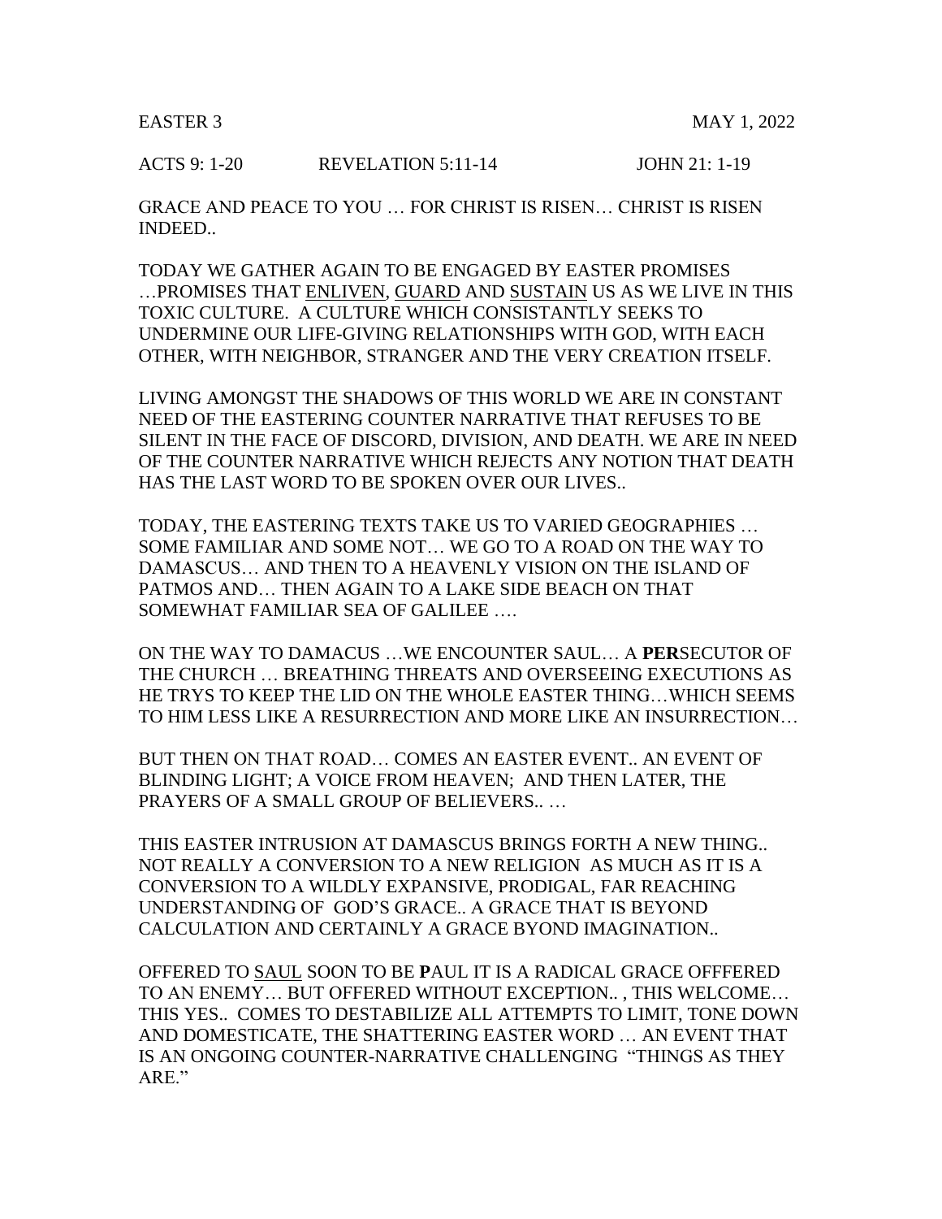EASTER 3 MAY 1, 2022

ACTS 9: 1-20 REVELATION 5:11-14 JOHN 21: 1-19

GRACE AND PEACE TO YOU … FOR CHRIST IS RISEN… CHRIST IS RISEN INDEED..

TODAY WE GATHER AGAIN TO BE ENGAGED BY EASTER PROMISES …PROMISES THAT ENLIVEN, GUARD AND SUSTAIN US AS WE LIVE IN THIS TOXIC CULTURE. A CULTURE WHICH CONSISTANTLY SEEKS TO UNDERMINE OUR LIFE-GIVING RELATIONSHIPS WITH GOD, WITH EACH OTHER, WITH NEIGHBOR, STRANGER AND THE VERY CREATION ITSELF.

LIVING AMONGST THE SHADOWS OF THIS WORLD WE ARE IN CONSTANT NEED OF THE EASTERING COUNTER NARRATIVE THAT REFUSES TO BE SILENT IN THE FACE OF DISCORD, DIVISION, AND DEATH. WE ARE IN NEED OF THE COUNTER NARRATIVE WHICH REJECTS ANY NOTION THAT DEATH HAS THE LAST WORD TO BE SPOKEN OVER OUR LIVES..

TODAY, THE EASTERING TEXTS TAKE US TO VARIED GEOGRAPHIES … SOME FAMILIAR AND SOME NOT… WE GO TO A ROAD ON THE WAY TO DAMASCUS… AND THEN TO A HEAVENLY VISION ON THE ISLAND OF PATMOS AND… THEN AGAIN TO A LAKE SIDE BEACH ON THAT SOMEWHAT FAMILIAR SEA OF GALILEE ….

ON THE WAY TO DAMACUS …WE ENCOUNTER SAUL… A **PER**SECUTOR OF THE CHURCH … BREATHING THREATS AND OVERSEEING EXECUTIONS AS HE TRYS TO KEEP THE LID ON THE WHOLE EASTER THING…WHICH SEEMS TO HIM LESS LIKE A RESURRECTION AND MORE LIKE AN INSURRECTION…

BUT THEN ON THAT ROAD… COMES AN EASTER EVENT.. AN EVENT OF BLINDING LIGHT; A VOICE FROM HEAVEN; AND THEN LATER, THE PRAYERS OF A SMALL GROUP OF BELIEVERS.. …

THIS EASTER INTRUSION AT DAMASCUS BRINGS FORTH A NEW THING.. NOT REALLY A CONVERSION TO A NEW RELIGION AS MUCH AS IT IS A CONVERSION TO A WILDLY EXPANSIVE, PRODIGAL, FAR REACHING UNDERSTANDING OF GOD'S GRACE.. A GRACE THAT IS BEYOND CALCULATION AND CERTAINLY A GRACE BYOND IMAGINATION..

OFFERED TO SAUL SOON TO BE **P**AUL IT IS A RADICAL GRACE OFFFERED TO AN ENEMY… BUT OFFERED WITHOUT EXCEPTION.. , THIS WELCOME… THIS YES.. COMES TO DESTABILIZE ALL ATTEMPTS TO LIMIT, TONE DOWN AND DOMESTICATE, THE SHATTERING EASTER WORD … AN EVENT THAT IS AN ONGOING COUNTER-NARRATIVE CHALLENGING "THINGS AS THEY ARE."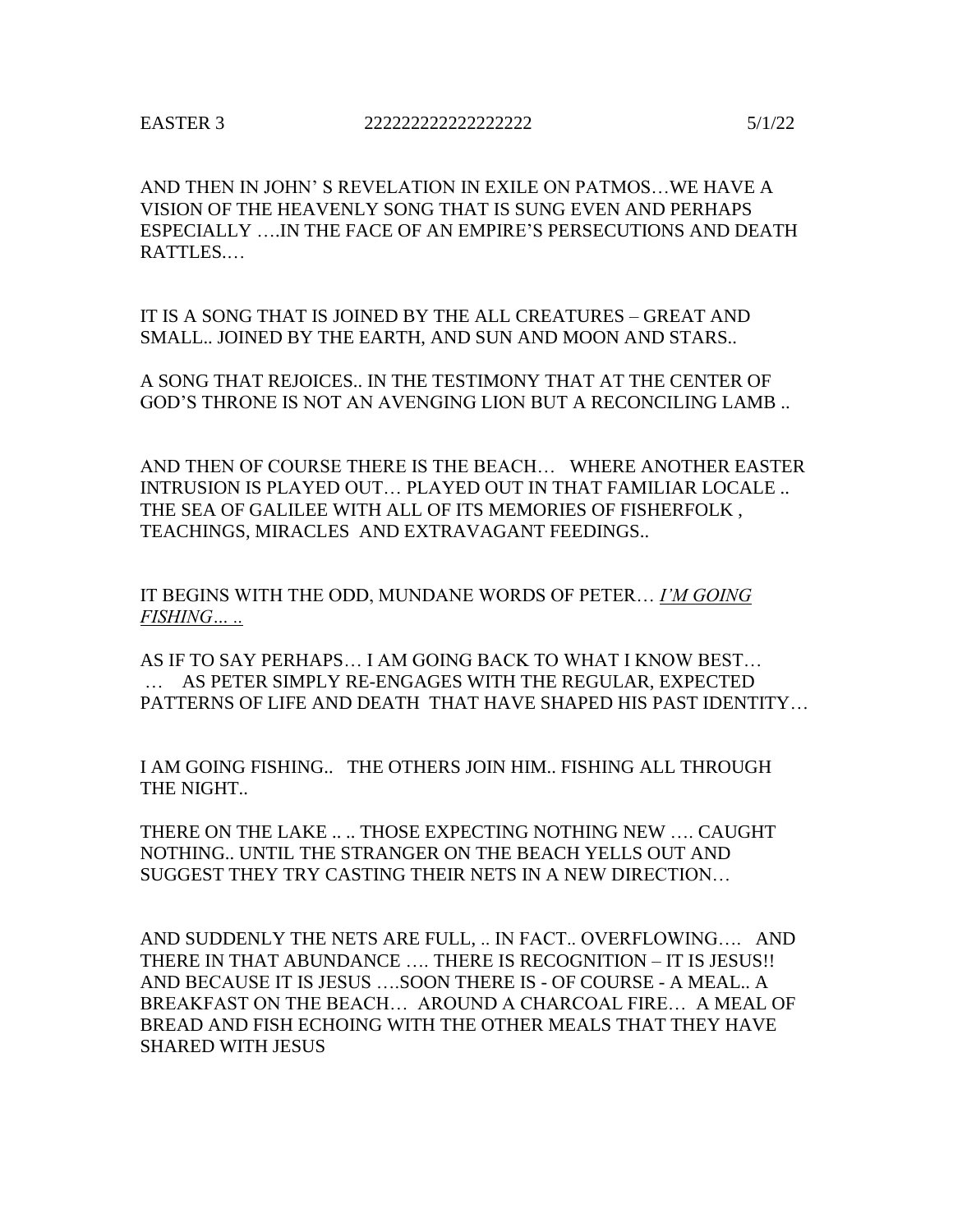EASTER 3 2222222222222222222 5/1/22

AND THEN IN JOHN' S REVELATION IN EXILE ON PATMOS…WE HAVE A VISION OF THE HEAVENLY SONG THAT IS SUNG EVEN AND PERHAPS ESPECIALLY ….IN THE FACE OF AN EMPIRE'S PERSECUTIONS AND DEATH RATTLES.…

IT IS A SONG THAT IS JOINED BY THE ALL CREATURES – GREAT AND SMALL.. JOINED BY THE EARTH, AND SUN AND MOON AND STARS..

A SONG THAT REJOICES.. IN THE TESTIMONY THAT AT THE CENTER OF GOD'S THRONE IS NOT AN AVENGING LION BUT A RECONCILING LAMB ..

AND THEN OF COURSE THERE IS THE BEACH… WHERE ANOTHER EASTER INTRUSION IS PLAYED OUT… PLAYED OUT IN THAT FAMILIAR LOCALE .. THE SEA OF GALILEE WITH ALL OF ITS MEMORIES OF FISHERFOLK , TEACHINGS, MIRACLES AND EXTRAVAGANT FEEDINGS..

IT BEGINS WITH THE ODD, MUNDANE WORDS OF PETER… *I'M GOING FISHING… ..*

AS IF TO SAY PERHAPS… I AM GOING BACK TO WHAT I KNOW BEST… … AS PETER SIMPLY RE-ENGAGES WITH THE REGULAR, EXPECTED PATTERNS OF LIFE AND DEATH THAT HAVE SHAPED HIS PAST IDENTITY…

I AM GOING FISHING.. THE OTHERS JOIN HIM.. FISHING ALL THROUGH THE NIGHT..

THERE ON THE LAKE .. .. THOSE EXPECTING NOTHING NEW …. CAUGHT NOTHING.. UNTIL THE STRANGER ON THE BEACH YELLS OUT AND SUGGEST THEY TRY CASTING THEIR NETS IN A NEW DIRECTION…

AND SUDDENLY THE NETS ARE FULL, .. IN FACT.. OVERFLOWING…. AND THERE IN THAT ABUNDANCE …. THERE IS RECOGNITION – IT IS JESUS!! AND BECAUSE IT IS JESUS ….SOON THERE IS - OF COURSE - A MEAL.. A BREAKFAST ON THE BEACH… AROUND A CHARCOAL FIRE… A MEAL OF BREAD AND FISH ECHOING WITH THE OTHER MEALS THAT THEY HAVE SHARED WITH JESUS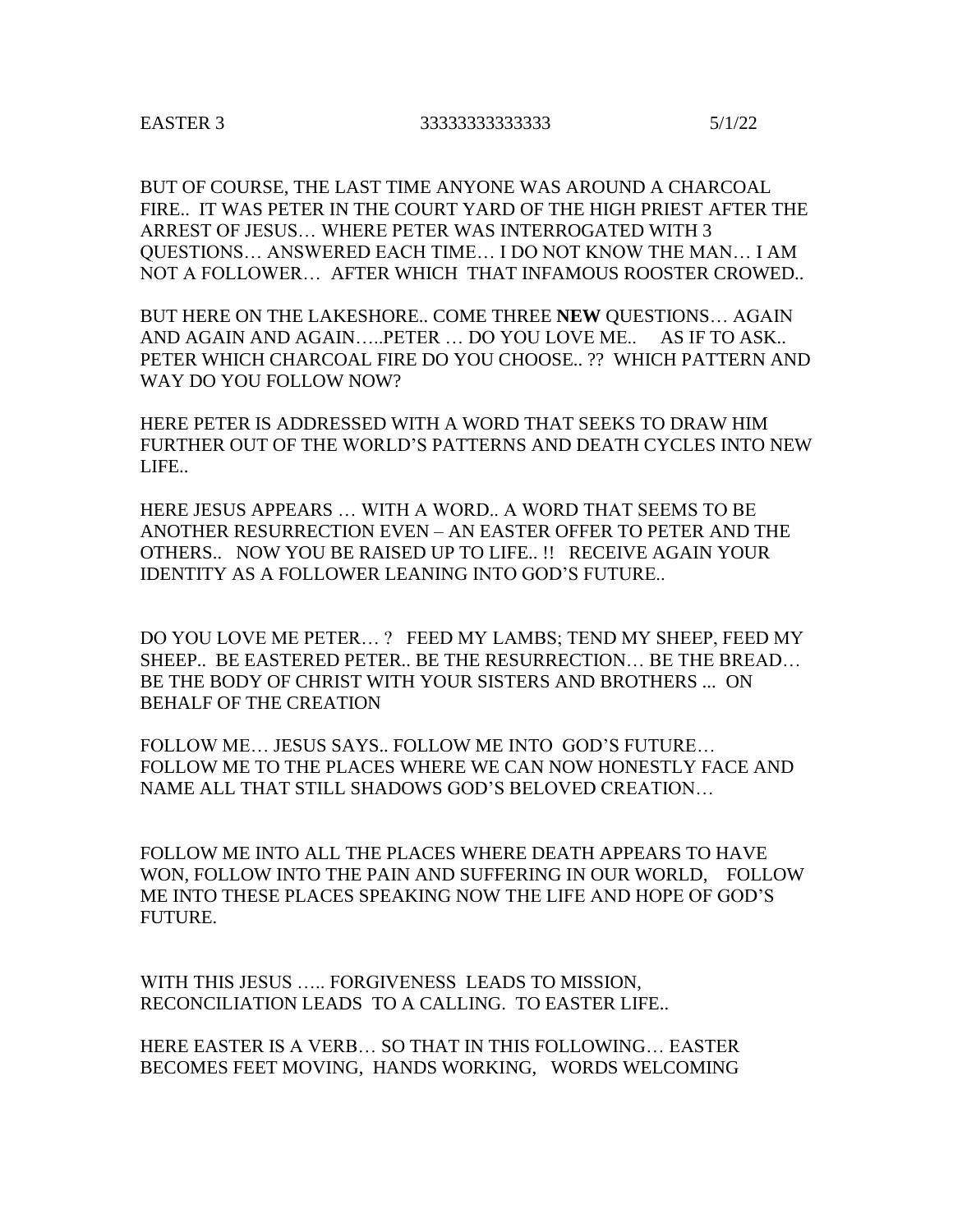BUT OF COURSE, THE LAST TIME ANYONE WAS AROUND A CHARCOAL FIRE.. IT WAS PETER IN THE COURT YARD OF THE HIGH PRIEST AFTER THE ARREST OF JESUS… WHERE PETER WAS INTERROGATED WITH 3 QUESTIONS… ANSWERED EACH TIME… I DO NOT KNOW THE MAN… I AM NOT A FOLLOWER… AFTER WHICH THAT INFAMOUS ROOSTER CROWED..

BUT HERE ON THE LAKESHORE.. COME THREE **NEW** QUESTIONS… AGAIN AND AGAIN AND AGAIN…..PETER … DO YOU LOVE ME.. AS IF TO ASK.. PETER WHICH CHARCOAL FIRE DO YOU CHOOSE.. ?? WHICH PATTERN AND WAY DO YOU FOLLOW NOW?

HERE PETER IS ADDRESSED WITH A WORD THAT SEEKS TO DRAW HIM FURTHER OUT OF THE WORLD'S PATTERNS AND DEATH CYCLES INTO NEW LIFE..

HERE JESUS APPEARS … WITH A WORD.. A WORD THAT SEEMS TO BE ANOTHER RESURRECTION EVEN – AN EASTER OFFER TO PETER AND THE OTHERS.. NOW YOU BE RAISED UP TO LIFE.. !! RECEIVE AGAIN YOUR IDENTITY AS A FOLLOWER LEANING INTO GOD'S FUTURE..

DO YOU LOVE ME PETER… ? FEED MY LAMBS; TEND MY SHEEP, FEED MY SHEEP.. BE EASTERED PETER.. BE THE RESURRECTION… BE THE BREAD… BE THE BODY OF CHRIST WITH YOUR SISTERS AND BROTHERS ... ON BEHALF OF THE CREATION

FOLLOW ME… JESUS SAYS.. FOLLOW ME INTO GOD'S FUTURE… FOLLOW ME TO THE PLACES WHERE WE CAN NOW HONESTLY FACE AND NAME ALL THAT STILL SHADOWS GOD'S BELOVED CREATION…

FOLLOW ME INTO ALL THE PLACES WHERE DEATH APPEARS TO HAVE WON, FOLLOW INTO THE PAIN AND SUFFERING IN OUR WORLD, FOLLOW ME INTO THESE PLACES SPEAKING NOW THE LIFE AND HOPE OF GOD'S FUTURE.

WITH THIS JESUS ….. FORGIVENESS LEADS TO MISSION, RECONCILIATION LEADS TO A CALLING. TO EASTER LIFE..

HERE EASTER IS A VERB… SO THAT IN THIS FOLLOWING… EASTER BECOMES FEET MOVING, HANDS WORKING, WORDS WELCOMING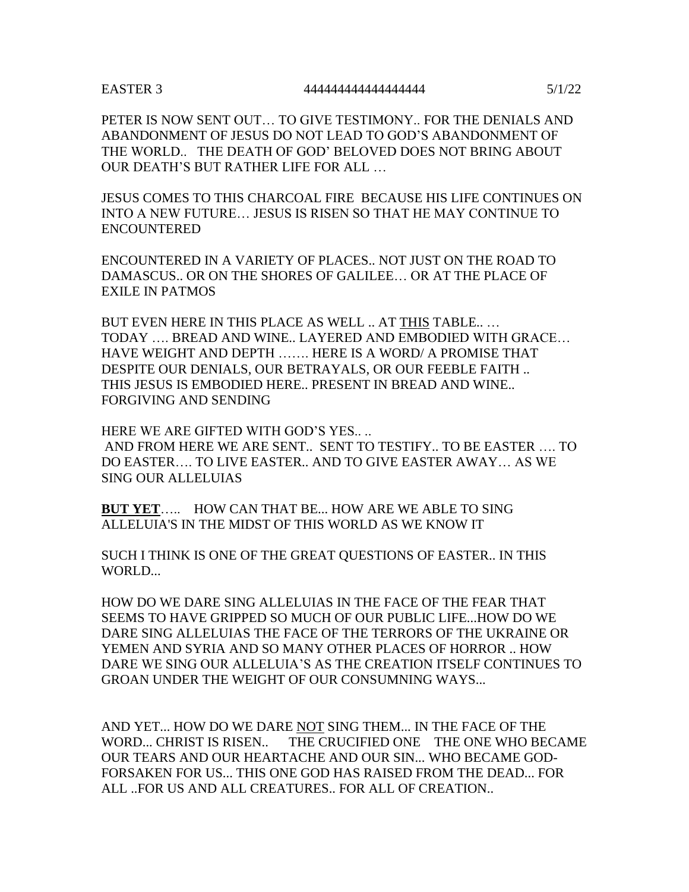EASTER 3 4444444444444444444 5/1/22

PETER IS NOW SENT OUT… TO GIVE TESTIMONY.. FOR THE DENIALS AND ABANDONMENT OF JESUS DO NOT LEAD TO GOD'S ABANDONMENT OF THE WORLD.. THE DEATH OF GOD' BELOVED DOES NOT BRING ABOUT OUR DEATH'S BUT RATHER LIFE FOR ALL …

JESUS COMES TO THIS CHARCOAL FIRE BECAUSE HIS LIFE CONTINUES ON INTO A NEW FUTURE… JESUS IS RISEN SO THAT HE MAY CONTINUE TO ENCOUNTERED

ENCOUNTERED IN A VARIETY OF PLACES.. NOT JUST ON THE ROAD TO DAMASCUS.. OR ON THE SHORES OF GALILEE… OR AT THE PLACE OF EXILE IN PATMOS

BUT EVEN HERE IN THIS PLACE AS WELL .. AT <u>THIS</u> TABLE.. … TODAY …. BREAD AND WINE.. LAYERED AND EMBODIED WITH GRACE… HAVE WEIGHT AND DEPTH ……. HERE IS A WORD/ A PROMISE THAT DESPITE OUR DENIALS, OUR BETRAYALS, OR OUR FEEBLE FAITH .. THIS JESUS IS EMBODIED HERE.. PRESENT IN BREAD AND WINE.. FORGIVING AND SENDING

HERE WE ARE GIFTED WITH GOD'S YES.. ..
AND FROM HERE WE ARE SENT.. SENT TO TESTIFY.. TO BE EASTER …. TO DO EASTER…. TO LIVE EASTER.. AND TO GIVE EASTER AWAY… AS WE SING OUR ALLELUIAS

**<u>BUT YET</u>**….. HOW CAN THAT BE... HOW ARE WE ABLE TO SING ALLELUIA'S IN THE MIDST OF THIS WORLD AS WE KNOW IT

SUCH I THINK IS ONE OF THE GREAT QUESTIONS OF EASTER.. IN THIS WORLD...

HOW DO WE DARE SING ALLELUIAS IN THE FACE OF THE FEAR THAT SEEMS TO HAVE GRIPPED SO MUCH OF OUR PUBLIC LIFE...HOW DO WE DARE SING ALLELUIAS THE FACE OF THE TERRORS OF THE UKRAINE OR YEMEN AND SYRIA AND SO MANY OTHER PLACES OF HORROR .. HOW DARE WE SING OUR ALLELUIA'S AS THE CREATION ITSELF CONTINUES TO GROAN UNDER THE WEIGHT OF OUR CONSUMNING WAYS...

AND YET... HOW DO WE DARE <u>NOT</u> SING THEM... IN THE FACE OF THE WORD... CHRIST IS RISEN.. THE CRUCIFIED ONE THE ONE WHO BECAME OUR TEARS AND OUR HEARTACHE AND OUR SIN... WHO BECAME GOD-FORSAKEN FOR US... THIS ONE GOD HAS RAISED FROM THE DEAD... FOR ALL ..FOR US AND ALL CREATURES.. FOR ALL OF CREATION..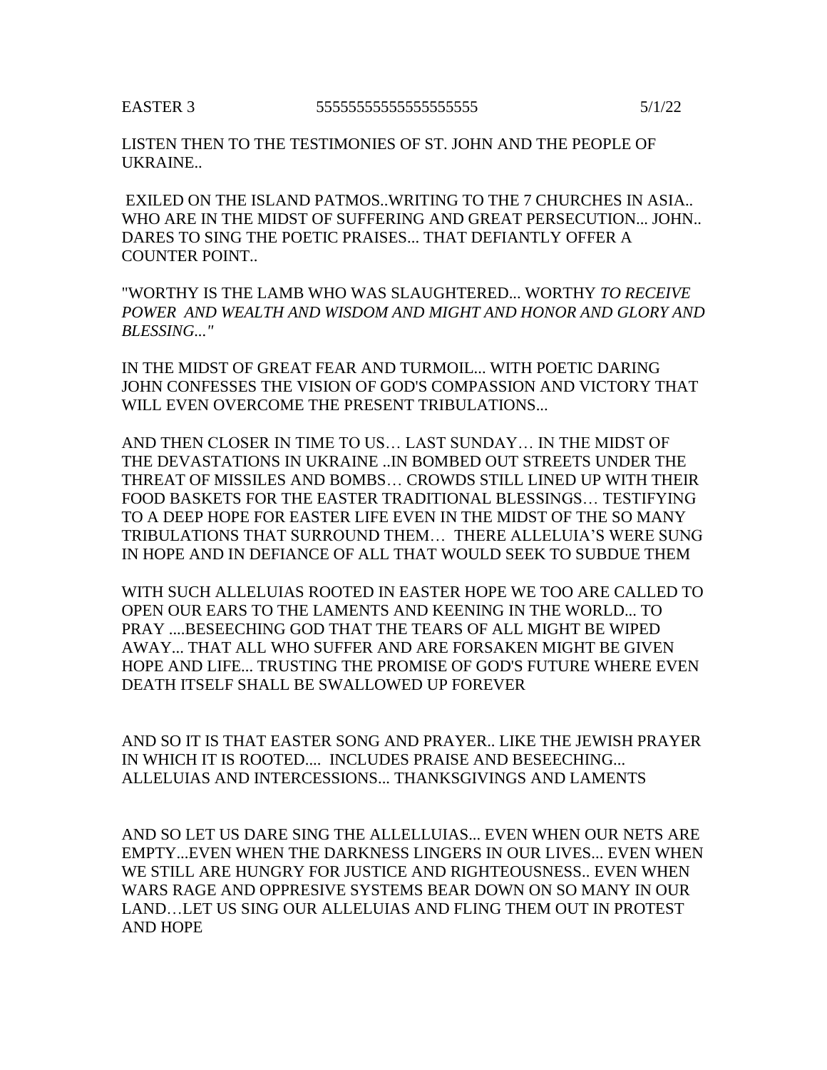EASTER 3 5555555555555555555 5/1/22

LISTEN THEN TO THE TESTIMONIES OF ST. JOHN AND THE PEOPLE OF UKRAINE..

EXILED ON THE ISLAND PATMOS..WRITING TO THE 7 CHURCHES IN ASIA.. WHO ARE IN THE MIDST OF SUFFERING AND GREAT PERSECUTION... JOHN.. DARES TO SING THE POETIC PRAISES... THAT DEFIANTLY OFFER A COUNTER POINT..

"WORTHY IS THE LAMB WHO WAS SLAUGHTERED... WORTHY *TO RECEIVE POWER AND WEALTH AND WISDOM AND MIGHT AND HONOR AND GLORY AND BLESSING..."*

IN THE MIDST OF GREAT FEAR AND TURMOIL... WITH POETIC DARING JOHN CONFESSES THE VISION OF GOD'S COMPASSION AND VICTORY THAT WILL EVEN OVERCOME THE PRESENT TRIBULATIONS...

AND THEN CLOSER IN TIME TO US… LAST SUNDAY… IN THE MIDST OF THE DEVASTATIONS IN UKRAINE ..IN BOMBED OUT STREETS UNDER THE THREAT OF MISSILES AND BOMBS… CROWDS STILL LINED UP WITH THEIR FOOD BASKETS FOR THE EASTER TRADITIONAL BLESSINGS… TESTIFYING TO A DEEP HOPE FOR EASTER LIFE EVEN IN THE MIDST OF THE SO MANY TRIBULATIONS THAT SURROUND THEM… THERE ALLELUIA'S WERE SUNG IN HOPE AND IN DEFIANCE OF ALL THAT WOULD SEEK TO SUBDUE THEM

WITH SUCH ALLELUIAS ROOTED IN EASTER HOPE WE TOO ARE CALLED TO OPEN OUR EARS TO THE LAMENTS AND KEENING IN THE WORLD... TO PRAY ....BESEECHING GOD THAT THE TEARS OF ALL MIGHT BE WIPED AWAY... THAT ALL WHO SUFFER AND ARE FORSAKEN MIGHT BE GIVEN HOPE AND LIFE... TRUSTING THE PROMISE OF GOD'S FUTURE WHERE EVEN DEATH ITSELF SHALL BE SWALLOWED UP FOREVER

AND SO IT IS THAT EASTER SONG AND PRAYER.. LIKE THE JEWISH PRAYER IN WHICH IT IS ROOTED.... INCLUDES PRAISE AND BESEECHING... ALLELUIAS AND INTERCESSIONS... THANKSGIVINGS AND LAMENTS

AND SO LET US DARE SING THE ALLELLUIAS... EVEN WHEN OUR NETS ARE EMPTY...EVEN WHEN THE DARKNESS LINGERS IN OUR LIVES... EVEN WHEN WE STILL ARE HUNGRY FOR JUSTICE AND RIGHTEOUSNESS.. EVEN WHEN WARS RAGE AND OPPRESIVE SYSTEMS BEAR DOWN ON SO MANY IN OUR LAND…LET US SING OUR ALLELUIAS AND FLING THEM OUT IN PROTEST AND HOPE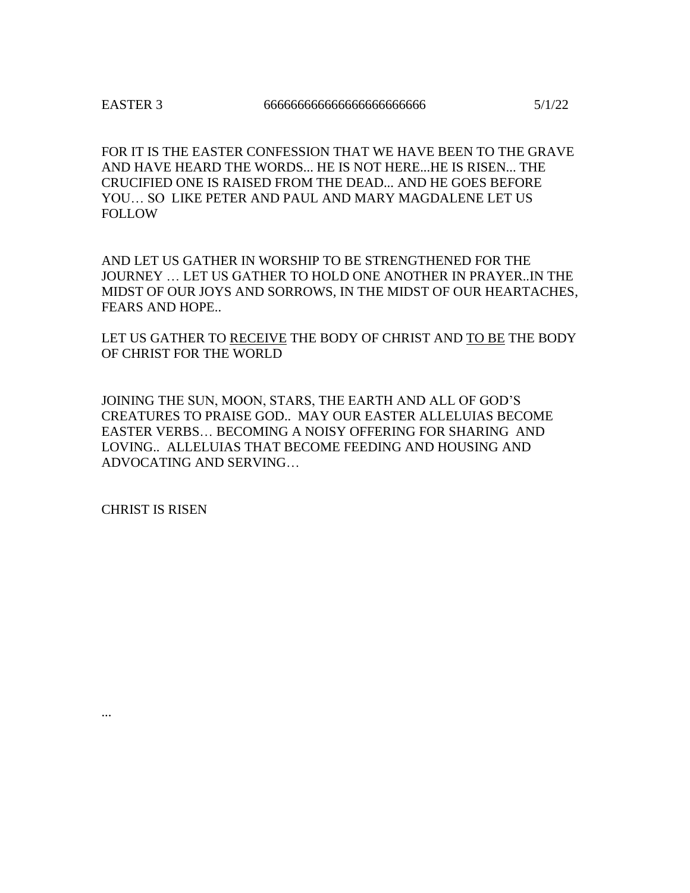EASTER 3 6666666666666666666666 5/1/22

FOR IT IS THE EASTER CONFESSION THAT WE HAVE BEEN TO THE GRAVE AND HAVE HEARD THE WORDS... HE IS NOT HERE...HE IS RISEN... THE CRUCIFIED ONE IS RAISED FROM THE DEAD... AND HE GOES BEFORE YOU… SO LIKE PETER AND PAUL AND MARY MAGDALENE LET US FOLLOW

AND LET US GATHER IN WORSHIP TO BE STRENGTHENED FOR THE JOURNEY … LET US GATHER TO HOLD ONE ANOTHER IN PRAYER..IN THE MIDST OF OUR JOYS AND SORROWS, IN THE MIDST OF OUR HEARTACHES, FEARS AND HOPE..

LET US GATHER TO <u>RECEIVE</u> THE BODY OF CHRIST AND <u>TO BE</u> THE BODY OF CHRIST FOR THE WORLD

JOINING THE SUN, MOON, STARS, THE EARTH AND ALL OF GOD'S CREATURES TO PRAISE GOD.. MAY OUR EASTER ALLELUIAS BECOME EASTER VERBS… BECOMING A NOISY OFFERING FOR SHARING AND LOVING.. ALLELUIAS THAT BECOME FEEDING AND HOUSING AND ADVOCATING AND SERVING…

CHRIST IS RISEN

...